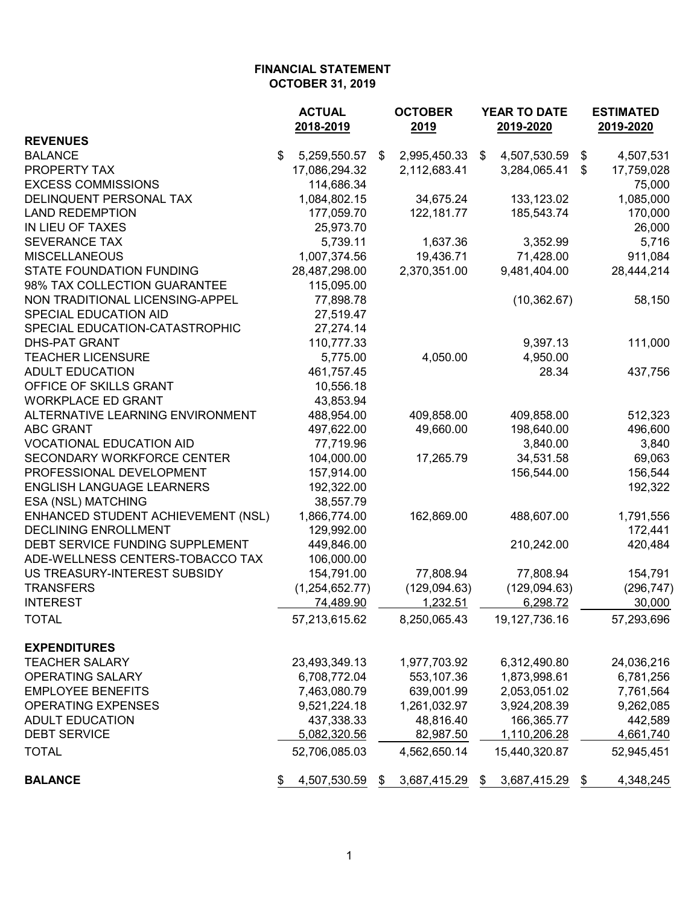**FINANCIAL STATEMENT**
**OCTOBER 31, 2019**

| | ACTUAL 2018-2019 | OCTOBER 2019 | YEAR TO DATE 2019-2020 | ESTIMATED 2019-2020 |
|---|---|---|---|---|
| **REVENUES** | | | | |
| BALANCE | $ 5,259,550.57 | $ 2,995,450.33 | $ 4,507,530.59 | $ 4,507,531 |
| PROPERTY TAX | 17,086,294.32 | 2,112,683.41 | 3,284,065.41 | $ 17,759,028 |
| EXCESS COMMISSIONS | 114,686.34 | | | 75,000 |
| DELINQUENT PERSONAL TAX | 1,084,802.15 | 34,675.24 | 133,123.02 | 1,085,000 |
| LAND REDEMPTION | 177,059.70 | 122,181.77 | 185,543.74 | 170,000 |
| IN LIEU OF TAXES | 25,973.70 | | | 26,000 |
| SEVERANCE TAX | 5,739.11 | 1,637.36 | 3,352.99 | 5,716 |
| MISCELLANEOUS | 1,007,374.56 | 19,436.71 | 71,428.00 | 911,084 |
| STATE FOUNDATION FUNDING | 28,487,298.00 | 2,370,351.00 | 9,481,404.00 | 28,444,214 |
| 98% TAX COLLECTION GUARANTEE | 115,095.00 | | | |
| NON TRADITIONAL LICENSING-APPEL | 77,898.78 | | (10,362.67) | 58,150 |
| SPECIAL EDUCATION AID | 27,519.47 | | | |
| SPECIAL EDUCATION-CATASTROPHIC | 27,274.14 | | | |
| DHS-PAT GRANT | 110,777.33 | | 9,397.13 | 111,000 |
| TEACHER LICENSURE | 5,775.00 | 4,050.00 | 4,950.00 | |
| ADULT EDUCATION | 461,757.45 | | 28.34 | 437,756 |
| OFFICE OF SKILLS GRANT | 10,556.18 | | | |
| WORKPLACE ED GRANT | 43,853.94 | | | |
| ALTERNATIVE LEARNING ENVIRONMENT | 488,954.00 | 409,858.00 | 409,858.00 | 512,323 |
| ABC GRANT | 497,622.00 | 49,660.00 | 198,640.00 | 496,600 |
| VOCATIONAL EDUCATION AID | 77,719.96 | | 3,840.00 | 3,840 |
| SECONDARY WORKFORCE CENTER | 104,000.00 | 17,265.79 | 34,531.58 | 69,063 |
| PROFESSIONAL DEVELOPMENT | 157,914.00 | | 156,544.00 | 156,544 |
| ENGLISH LANGUAGE LEARNERS | 192,322.00 | | | 192,322 |
| ESA (NSL) MATCHING | 38,557.79 | | | |
| ENHANCED STUDENT ACHIEVEMENT (NSL) | 1,866,774.00 | 162,869.00 | 488,607.00 | 1,791,556 |
| DECLINING ENROLLMENT | 129,992.00 | | | 172,441 |
| DEBT SERVICE FUNDING SUPPLEMENT | 449,846.00 | | 210,242.00 | 420,484 |
| ADE-WELLNESS CENTERS-TOBACCO TAX | 106,000.00 | | | |
| US TREASURY-INTEREST SUBSIDY | 154,791.00 | 77,808.94 | 77,808.94 | 154,791 |
| TRANSFERS | (1,254,652.77) | (129,094.63) | (129,094.63) | (296,747) |
| INTEREST | 74,489.90 | 1,232.51 | 6,298.72 | 30,000 |
| TOTAL | 57,213,615.62 | 8,250,065.43 | 19,127,736.16 | 57,293,696 |
| **EXPENDITURES** | | | | |
| TEACHER SALARY | 23,493,349.13 | 1,977,703.92 | 6,312,490.80 | 24,036,216 |
| OPERATING SALARY | 6,708,772.04 | 553,107.36 | 1,873,998.61 | 6,781,256 |
| EMPLOYEE BENEFITS | 7,463,080.79 | 639,001.99 | 2,053,051.02 | 7,761,564 |
| OPERATING EXPENSES | 9,521,224.18 | 1,261,032.97 | 3,924,208.39 | 9,262,085 |
| ADULT EDUCATION | 437,338.33 | 48,816.40 | 166,365.77 | 442,589 |
| DEBT SERVICE | 5,082,320.56 | 82,987.50 | 1,110,206.28 | 4,661,740 |
| TOTAL | 52,706,085.03 | 4,562,650.14 | 15,440,320.87 | 52,945,451 |
| **BALANCE** | $ 4,507,530.59 | $ 3,687,415.29 | $ 3,687,415.29 | $ 4,348,245 |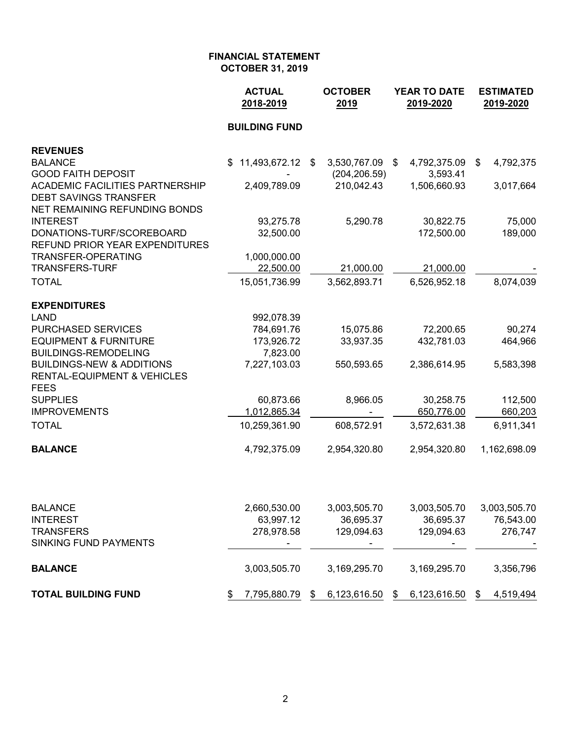**FINANCIAL STATEMENT**
**OCTOBER 31, 2019**

| | ACTUAL 2018-2019 | OCTOBER 2019 | YEAR TO DATE 2019-2020 | ESTIMATED 2019-2020 |
|---|---|---|---|---|
| | **BUILDING FUND** | | | |
| **REVENUES** | | | | |
| BALANCE | $ 11,493,672.12 | $ 3,530,767.09 | $ 4,792,375.09 | $ 4,792,375 |
| GOOD FAITH DEPOSIT | - | (204,206.59) | 3,593.41 | |
| ACADEMIC FACILITIES PARTNERSHIP | 2,409,789.09 | 210,042.43 | 1,506,660.93 | 3,017,664 |
| DEBT SAVINGS TRANSFER | | | | |
| NET REMAINING REFUNDING BONDS | | | | |
| INTEREST | 93,275.78 | 5,290.78 | 30,822.75 | 75,000 |
| DONATIONS-TURF/SCOREBOARD | 32,500.00 | | 172,500.00 | 189,000 |
| REFUND PRIOR YEAR EXPENDITURES | | | | |
| TRANSFER-OPERATING | 1,000,000.00 | | | |
| TRANSFERS-TURF | 22,500.00 | 21,000.00 | 21,000.00 | - |
| TOTAL | 15,051,736.99 | 3,562,893.71 | 6,526,952.18 | 8,074,039 |
| **EXPENDITURES** | | | | |
| LAND | 992,078.39 | | | |
| PURCHASED SERVICES | 784,691.76 | 15,075.86 | 72,200.65 | 90,274 |
| EQUIPMENT & FURNITURE | 173,926.72 | 33,937.35 | 432,781.03 | 464,966 |
| BUILDINGS-REMODELING | 7,823.00 | | | |
| BUILDINGS-NEW & ADDITIONS | 7,227,103.03 | 550,593.65 | 2,386,614.95 | 5,583,398 |
| RENTAL-EQUIPMENT & VEHICLES | | | | |
| FEES | | | | |
| SUPPLIES | 60,873.66 | 8,966.05 | 30,258.75 | 112,500 |
| IMPROVEMENTS | 1,012,865.34 | - | 650,776.00 | 660,203 |
| TOTAL | 10,259,361.90 | 608,572.91 | 3,572,631.38 | 6,911,341 |
| **BALANCE** | 4,792,375.09 | 2,954,320.80 | 2,954,320.80 | 1,162,698.09 |
| | | | | |
| BALANCE | 2,660,530.00 | 3,003,505.70 | 3,003,505.70 | 3,003,505.70 |
| INTEREST | 63,997.12 | 36,695.37 | 36,695.37 | 76,543.00 |
| TRANSFERS | 278,978.58 | 129,094.63 | 129,094.63 | 276,747 |
| SINKING FUND PAYMENTS | - | - | - | - |
| **BALANCE** | 3,003,505.70 | 3,169,295.70 | 3,169,295.70 | 3,356,796 |
| **TOTAL BUILDING FUND** | $ 7,795,880.79 | $ 6,123,616.50 | $ 6,123,616.50 | $ 4,519,494 |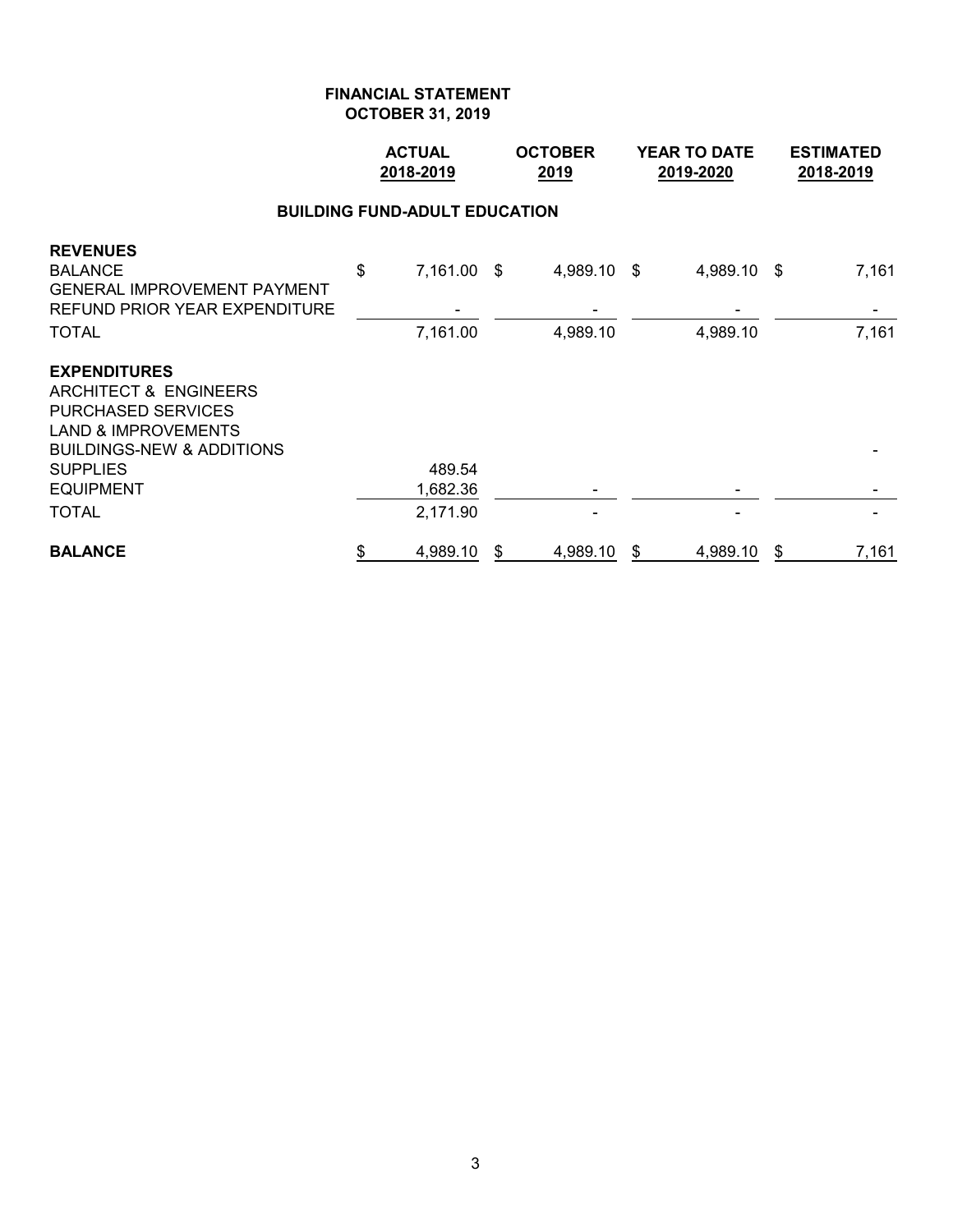# FINANCIAL STATEMENT
## OCTOBER 31, 2019

### BUILDING FUND-ADULT EDUCATION

| | ACTUAL 2018-2019 | OCTOBER 2019 | YEAR TO DATE 2019-2020 | ESTIMATED 2018-2019 |
|---|---|---|---|---|
| **REVENUES** | | | | |
| BALANCE | $ 7,161.00 | $ 4,989.10 | $ 4,989.10 | $ 7,161 |
| GENERAL IMPROVEMENT PAYMENT | | | | |
| REFUND PRIOR YEAR EXPENDITURE | - | - | - | - |
| TOTAL | 7,161.00 | 4,989.10 | 4,989.10 | 7,161 |
| **EXPENDITURES** | | | | |
| ARCHITECT & ENGINEERS | | | | |
| PURCHASED SERVICES | | | | |
| LAND & IMPROVEMENTS | | | | |
| BUILDINGS-NEW & ADDITIONS | | | | - |
| SUPPLIES | 489.54 | | | |
| EQUIPMENT | 1,682.36 | - | - | - |
| TOTAL | 2,171.90 | - | - | - |
| **BALANCE** | $ 4,989.10 | $ 4,989.10 | $ 4,989.10 | $ 7,161 |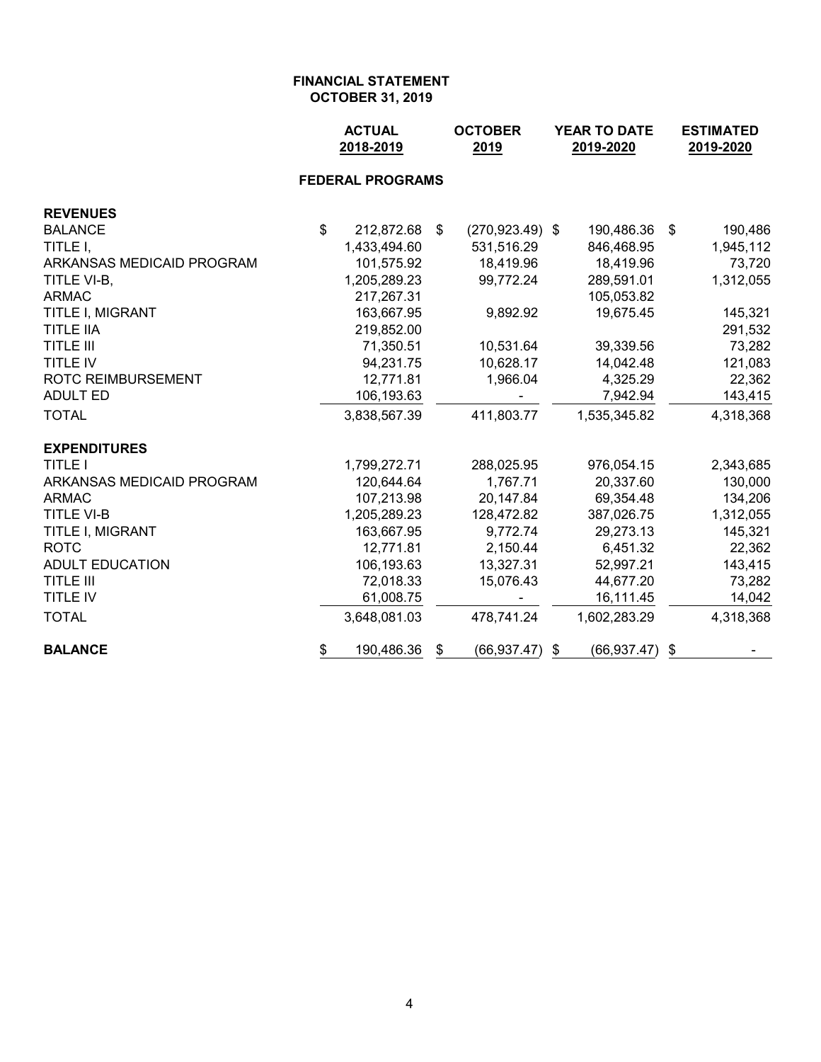**FINANCIAL STATEMENT**
**OCTOBER 31, 2019**

| | ACTUAL 2018-2019 | OCTOBER 2019 | YEAR TO DATE 2019-2020 | ESTIMATED 2019-2020 |
|---|---|---|---|---|
| **FEDERAL PROGRAMS** | | | | |
| **REVENUES** | | | | |
| BALANCE | $ 212,872.68 | $ (270,923.49) | $ 190,486.36 | $ 190,486 |
| TITLE I, | 1,433,494.60 | 531,516.29 | 846,468.95 | 1,945,112 |
| ARKANSAS MEDICAID PROGRAM | 101,575.92 | 18,419.96 | 18,419.96 | 73,720 |
| TITLE VI-B, | 1,205,289.23 | 99,772.24 | 289,591.01 | 1,312,055 |
| ARMAC | 217,267.31 | | 105,053.82 | |
| TITLE I, MIGRANT | 163,667.95 | 9,892.92 | 19,675.45 | 145,321 |
| TITLE IIA | 219,852.00 | | | 291,532 |
| TITLE III | 71,350.51 | 10,531.64 | 39,339.56 | 73,282 |
| TITLE IV | 94,231.75 | 10,628.17 | 14,042.48 | 121,083 |
| ROTC REIMBURSEMENT | 12,771.81 | 1,966.04 | 4,325.29 | 22,362 |
| ADULT ED | 106,193.63 | - | 7,942.94 | 143,415 |
| TOTAL | 3,838,567.39 | 411,803.77 | 1,535,345.82 | 4,318,368 |
| **EXPENDITURES** | | | | |
| TITLE I | 1,799,272.71 | 288,025.95 | 976,054.15 | 2,343,685 |
| ARKANSAS MEDICAID PROGRAM | 120,644.64 | 1,767.71 | 20,337.60 | 130,000 |
| ARMAC | 107,213.98 | 20,147.84 | 69,354.48 | 134,206 |
| TITLE VI-B | 1,205,289.23 | 128,472.82 | 387,026.75 | 1,312,055 |
| TITLE I, MIGRANT | 163,667.95 | 9,772.74 | 29,273.13 | 145,321 |
| ROTC | 12,771.81 | 2,150.44 | 6,451.32 | 22,362 |
| ADULT EDUCATION | 106,193.63 | 13,327.31 | 52,997.21 | 143,415 |
| TITLE III | 72,018.33 | 15,076.43 | 44,677.20 | 73,282 |
| TITLE IV | 61,008.75 | - | 16,111.45 | 14,042 |
| TOTAL | 3,648,081.03 | 478,741.24 | 1,602,283.29 | 4,318,368 |
| **BALANCE** | $ 190,486.36 | $ (66,937.47) | $ (66,937.47) | $ - |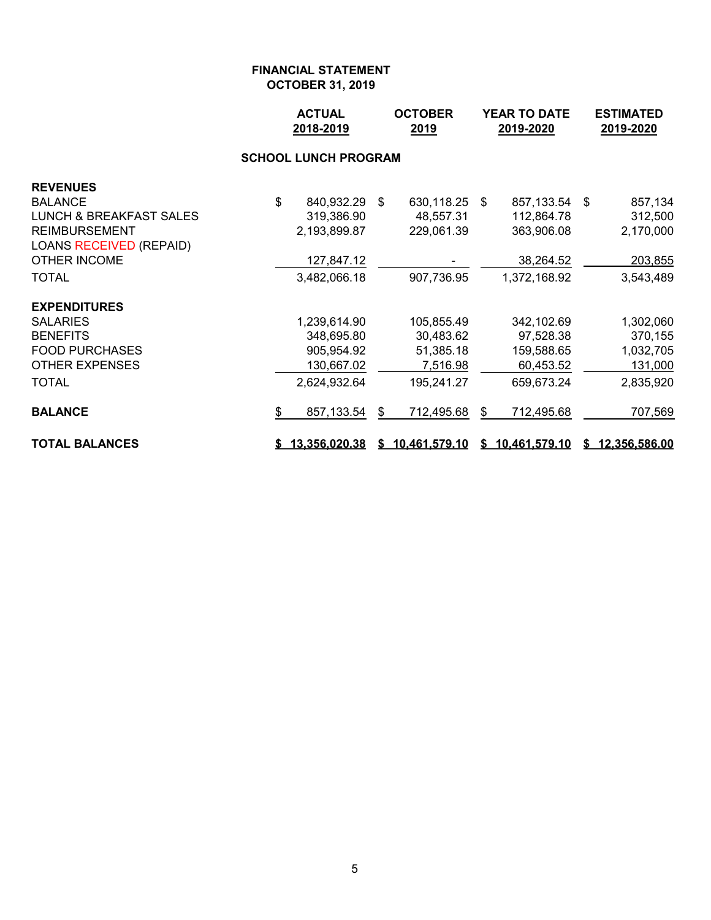**FINANCIAL STATEMENT**
**OCTOBER 31, 2019**

| | ACTUAL 2018-2019 | OCTOBER 2019 | YEAR TO DATE 2019-2020 | ESTIMATED 2019-2020 |
|---|---|---|---|---|
| | **SCHOOL LUNCH PROGRAM** | | | |
| **REVENUES** | | | | |
| BALANCE | $ 840,932.29 | $ 630,118.25 | $ 857,133.54 | $ 857,134 |
| LUNCH & BREAKFAST SALES | 319,386.90 | 48,557.31 | 112,864.78 | 312,500 |
| REIMBURSEMENT | 2,193,899.87 | 229,061.39 | 363,906.08 | 2,170,000 |
| LOANS RECEIVED (REPAID) | | | | |
| OTHER INCOME | 127,847.12 | - | 38,264.52 | 203,855 |
| TOTAL | 3,482,066.18 | 907,736.95 | 1,372,168.92 | 3,543,489 |
| **EXPENDITURES** | | | | |
| SALARIES | 1,239,614.90 | 105,855.49 | 342,102.69 | 1,302,060 |
| BENEFITS | 348,695.80 | 30,483.62 | 97,528.38 | 370,155 |
| FOOD PURCHASES | 905,954.92 | 51,385.18 | 159,588.65 | 1,032,705 |
| OTHER EXPENSES | 130,667.02 | 7,516.98 | 60,453.52 | 131,000 |
| TOTAL | 2,624,932.64 | 195,241.27 | 659,673.24 | 2,835,920 |
| **BALANCE** | $ 857,133.54 | $ 712,495.68 | $ 712,495.68 | 707,569 |
| **TOTAL BALANCES** | **$ 13,356,020.38** | **$ 10,461,579.10** | **$ 10,461,579.10** | **$ 12,356,586.00** |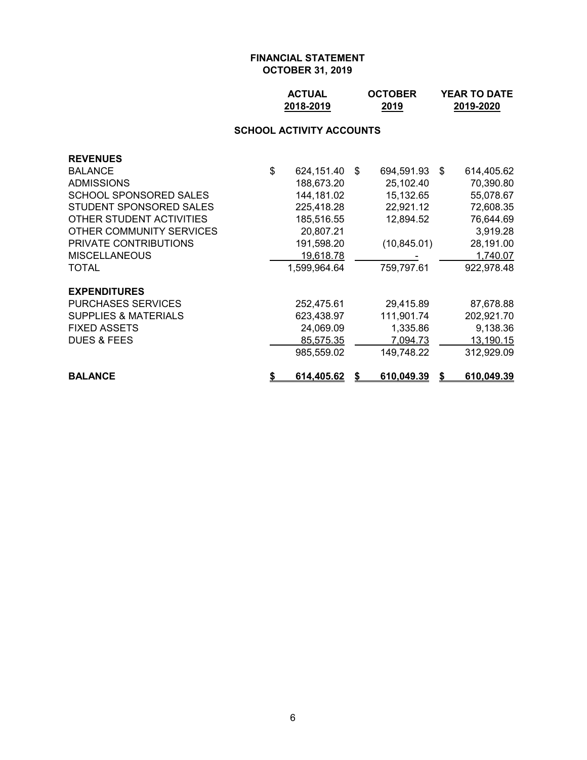# FINANCIAL STATEMENT
## OCTOBER 31, 2019

### SCHOOL ACTIVITY ACCOUNTS

| | ACTUAL 2018-2019 | OCTOBER 2019 | YEAR TO DATE 2019-2020 |
|---|---|---|---|
| **REVENUES** | | | |
| BALANCE | $ 624,151.40 | $ 694,591.93 | $ 614,405.62 |
| ADMISSIONS | 188,673.20 | 25,102.40 | 70,390.80 |
| SCHOOL SPONSORED SALES | 144,181.02 | 15,132.65 | 55,078.67 |
| STUDENT SPONSORED SALES | 225,418.28 | 22,921.12 | 72,608.35 |
| OTHER STUDENT ACTIVITIES | 185,516.55 | 12,894.52 | 76,644.69 |
| OTHER COMMUNITY SERVICES | 20,807.21 | | 3,919.28 |
| PRIVATE CONTRIBUTIONS | 191,598.20 | (10,845.01) | 28,191.00 |
| MISCELLANEOUS | 19,618.78 | - | 1,740.07 |
| TOTAL | 1,599,964.64 | 759,797.61 | 922,978.48 |
| **EXPENDITURES** | | | |
| PURCHASES SERVICES | 252,475.61 | 29,415.89 | 87,678.88 |
| SUPPLIES & MATERIALS | 623,438.97 | 111,901.74 | 202,921.70 |
| FIXED ASSETS | 24,069.09 | 1,335.86 | 9,138.36 |
| DUES & FEES | 85,575.35 | 7,094.73 | 13,190.15 |
| | 985,559.02 | 149,748.22 | 312,929.09 |
| **BALANCE** | **$ 614,405.62** | **$ 610,049.39** | **$ 610,049.39** |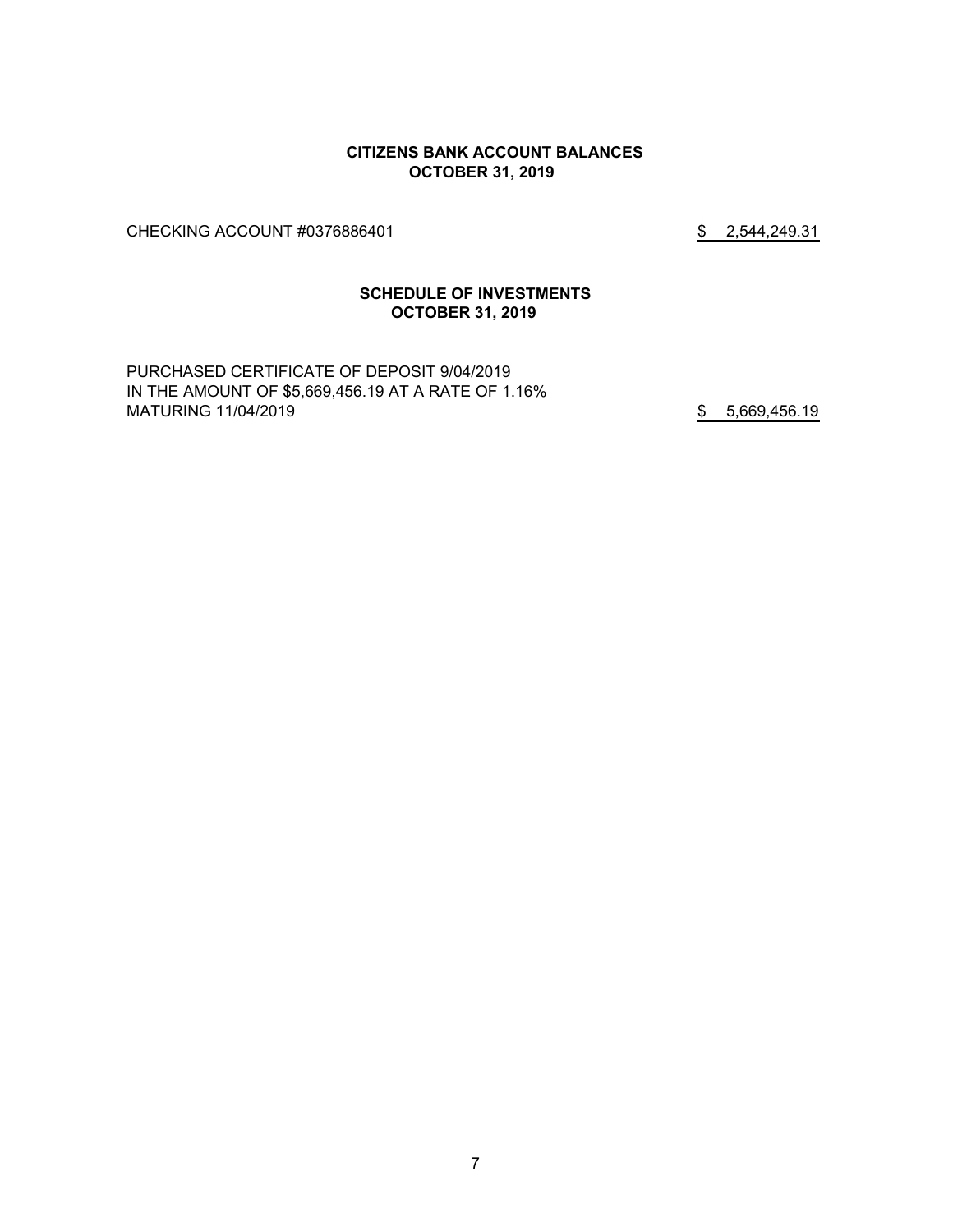## CITIZENS BANK ACCOUNT BALANCES
## OCTOBER 31, 2019

| | |
|---|---|
| CHECKING ACCOUNT #0376886401 | $ 2,544,249.31 |

## SCHEDULE OF INVESTMENTS
## OCTOBER 31, 2019

| | |
|---|---|
| PURCHASED CERTIFICATE OF DEPOSIT 9/04/2019 IN THE AMOUNT OF $5,669,456.19 AT A RATE OF 1.16% MATURING 11/04/2019 | $ 5,669,456.19 |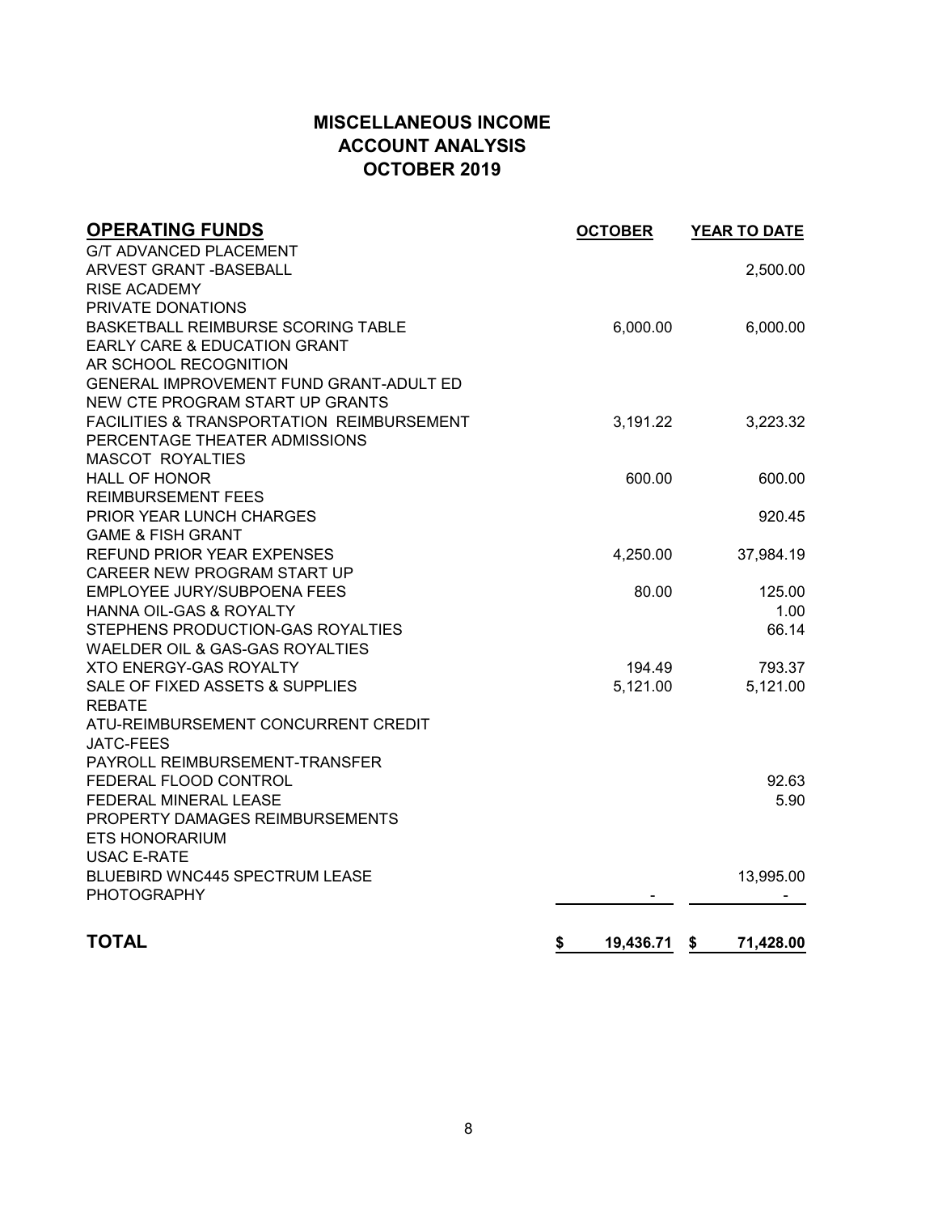# MISCELLANEOUS INCOME
# ACCOUNT ANALYSIS
# OCTOBER 2019

| OPERATING FUNDS | OCTOBER | YEAR TO DATE |
|---|---|---|
| G/T ADVANCED PLACEMENT | | |
| ARVEST GRANT -BASEBALL | | 2,500.00 |
| RISE ACADEMY | | |
| PRIVATE DONATIONS | | |
| BASKETBALL REIMBURSE SCORING TABLE | 6,000.00 | 6,000.00 |
| EARLY CARE & EDUCATION GRANT | | |
| AR SCHOOL RECOGNITION | | |
| GENERAL IMPROVEMENT FUND GRANT-ADULT ED | | |
| NEW CTE PROGRAM START UP GRANTS | | |
| FACILITIES & TRANSPORTATION REIMBURSEMENT | 3,191.22 | 3,223.32 |
| PERCENTAGE THEATER ADMISSIONS | | |
| MASCOT ROYALTIES | | |
| HALL OF HONOR | 600.00 | 600.00 |
| REIMBURSEMENT FEES | | |
| PRIOR YEAR LUNCH CHARGES | | 920.45 |
| GAME & FISH GRANT | | |
| REFUND PRIOR YEAR EXPENSES | 4,250.00 | 37,984.19 |
| CAREER NEW PROGRAM START UP | | |
| EMPLOYEE JURY/SUBPOENA FEES | 80.00 | 125.00 |
| HANNA OIL-GAS & ROYALTY | | 1.00 |
| STEPHENS PRODUCTION-GAS ROYALTIES | | 66.14 |
| WAELDER OIL & GAS-GAS ROYALTIES | | |
| XTO ENERGY-GAS ROYALTY | 194.49 | 793.37 |
| SALE OF FIXED ASSETS & SUPPLIES | 5,121.00 | 5,121.00 |
| REBATE | | |
| ATU-REIMBURSEMENT CONCURRENT CREDIT | | |
| JATC-FEES | | |
| PAYROLL REIMBURSEMENT-TRANSFER | | |
| FEDERAL FLOOD CONTROL | | 92.63 |
| FEDERAL MINERAL LEASE | | 5.90 |
| PROPERTY DAMAGES REIMBURSEMENTS | | |
| ETS HONORARIUM | | |
| USAC E-RATE | | |
| BLUEBIRD WNC445 SPECTRUM LEASE | | 13,995.00 |
| PHOTOGRAPHY | - | - |
| **TOTAL** | **$ 19,436.71** | **$ 71,428.00** |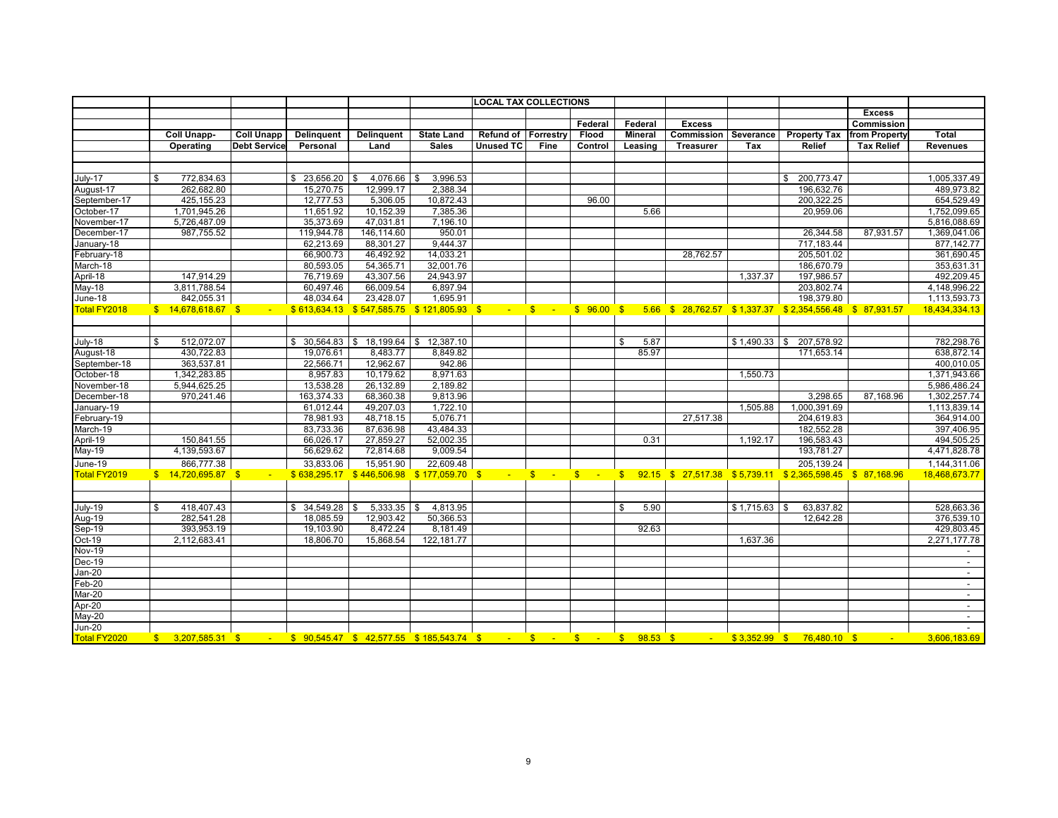| | | | | | | LOCAL TAX COLLECTIONS | | | | | | | | |
|---|---|---|---|---|---|---|---|---|---|---|---|---|---|---|
| | | | | | | | | | | | | | Excess | |
| | | | | | | | | Federal | Federal | Excess | | | Commission | |
| | Coll Unapp-<br>Operating | Coll Unapp<br>Debt Service | Delinquent<br>Personal | Delinquent<br>Land | State Land<br>Sales | Refund of<br>Unused TC | Forrestry<br>Fine | Flood<br>Control | Mineral<br>Leasing | Commission<br>Treasurer | Severance<br>Tax | Property Tax<br>Relief | from Property<br>Tax Relief | Total<br>Revenues |
| July-17 | $ 772,834.63 | | $ 23,656.20 | $ 4,076.66 | $ 3,996.53 | | | | | | | $ 200,773.47 | | 1,005,337.49 |
| August-17 | 262,682.80 | | 15,270.75 | 12,999.17 | 2,388.34 | | | | | | | 196,632.76 | | 489,973.82 |
| September-17 | 425,155.23 | | 12,777.53 | 5,306.05 | 10,872.43 | | | 96.00 | | | | 200,322.25 | | 654,529.49 |
| October-17 | 1,701,945.26 | | 11,651.92 | 10,152.39 | 7,385.36 | | | | 5.66 | | | 20,959.06 | | 1,752,099.65 |
| November-17 | 5,726,487.09 | | 35,373.69 | 47,031.81 | 7,196.10 | | | | | | | | | 5,816,088.69 |
| December-17 | 987,755.52 | | 119,944.78 | 146,114.60 | 950.01 | | | | | | | 26,344.58 | 87,931.57 | 1,369,041.06 |
| January-18 | | | 62,213.69 | 88,301.27 | 9,444.37 | | | | | | | 717,183.44 | | 877,142.77 |
| February-18 | | | 66,900.73 | 46,492.92 | 14,033.21 | | | | | 28,762.57 | | 205,501.02 | | 361,690.45 |
| March-18 | | | 80,593.05 | 54,365.71 | 32,001.76 | | | | | | | 186,670.79 | | 353,631.31 |
| April-18 | 147,914.29 | | 76,719.69 | 43,307.56 | 24,943.97 | | | | | | 1,337.37 | 197,986.57 | | 492,209.45 |
| May-18 | 3,811,788.54 | | 60,497.46 | 66,009.54 | 6,897.94 | | | | | | | 203,802.74 | | 4,148,996.22 |
| June-18 | 842,055.31 | | 48,034.64 | 23,428.07 | 1,695.91 | | | | | | | 198,379.80 | | 1,113,593.73 |
| Total FY2018 | $ 14,678,618.67 | $ - | $ 613,634.13 | $ 547,585.75 | $ 121,805.93 | $ - | $ - | $ 96.00 | $ 5.66 | $ 28,762.57 | $ 1,337.37 | $ 2,354,556.48 | $ 87,931.57 | 18,434,334.13 |
| | | | | | | | | | | | | | | |
| July-18 | $ 512,072.07 | | $ 30,564.83 | $ 18,199.64 | $ 12,387.10 | | | | $ 5.87 | | $ 1,490.33 | $ 207,578.92 | | 782,298.76 |
| August-18 | 430,722.83 | | 19,076.61 | 8,483.77 | 8,849.82 | | | | 85.97 | | | 171,653.14 | | 638,872.14 |
| September-18 | 363,537.81 | | 22,566.71 | 12,962.67 | 942.86 | | | | | | | | | 400,010.05 |
| October-18 | 1,342,283.85 | | 8,957.83 | 10,179.62 | 8,971.63 | | | | | | 1,550.73 | | | 1,371,943.66 |
| November-18 | 5,944,625.25 | | 13,538.28 | 26,132.89 | 2,189.82 | | | | | | | | | 5,986,486.24 |
| December-18 | 970,241.46 | | 163,374.33 | 68,360.38 | 9,813.96 | | | | | | | 3,298.65 | 87,168.96 | 1,302,257.74 |
| January-19 | | | 61,012.44 | 49,207.03 | 1,722.10 | | | | | | 1,505.88 | 1,000,391.69 | | 1,113,839.14 |
| February-19 | | | 78,981.93 | 48,718.15 | 5,076.71 | | | | | 27,517.38 | | 204,619.83 | | 364,914.00 |
| March-19 | | | 83,733.36 | 87,636.98 | 43,484.33 | | | | | | | 182,552.28 | | 397,406.95 |
| April-19 | 150,841.55 | | 66,026.17 | 27,859.27 | 52,002.35 | | | | 0.31 | | 1,192.17 | 196,583.43 | | 494,505.25 |
| May-19 | 4,139,593.67 | | 56,629.62 | 72,814.68 | 9,009.54 | | | | | | | 193,781.27 | | 4,471,828.78 |
| June-19 | 866,777.38 | | 33,833.06 | 15,951.90 | 22,609.48 | | | | | | | 205,139.24 | | 1,144,311.06 |
| Total FY2019 | $ 14,720,695.87 | $ - | $ 638,295.17 | $ 446,506.98 | $ 177,059.70 | $ - | $ - | $ - | $ 92.15 | $ 27,517.38 | $ 5,739.11 | $ 2,365,598.45 | $ 87,168.96 | 18,468,673.77 |
| | | | | | | | | | | | | | | |
| July-19 | $ 418,407.43 | | $ 34,549.28 | $ 5,333.35 | $ 4,813.95 | | | | $ 5.90 | | $ 1,715.63 | $ 63,837.82 | | 528,663.36 |
| Aug-19 | 282,541.28 | | 18,085.59 | 12,903.42 | 50,366.53 | | | | | | | 12,642.28 | | 376,539.10 |
| Sep-19 | 393,953.19 | | 19,103.90 | 8,472.24 | 8,181.49 | | | | 92.63 | | | | | 429,803.45 |
| Oct-19 | 2,112,683.41 | | 18,806.70 | 15,868.54 | 122,181.77 | | | | | | 1,637.36 | | | 2,271,177.78 |
| Nov-19 | | | | | | | | | | | | | | - |
| Dec-19 | | | | | | | | | | | | | | - |
| Jan-20 | | | | | | | | | | | | | | - |
| Feb-20 | | | | | | | | | | | | | | - |
| Mar-20 | | | | | | | | | | | | | | - |
| Apr-20 | | | | | | | | | | | | | | - |
| May-20 | | | | | | | | | | | | | | - |
| Jun-20 | | | | | | | | | | | | | | - |
| Total FY2020 | $ 3,207,585.31 | $ - | $ 90,545.47 | $ 42,577.55 | $ 185,543.74 | $ - | $ - | $ - | $ 98.53 | $ - | $ 3,352.99 | $ 76,480.10 | $ - | 3,606,183.69 |